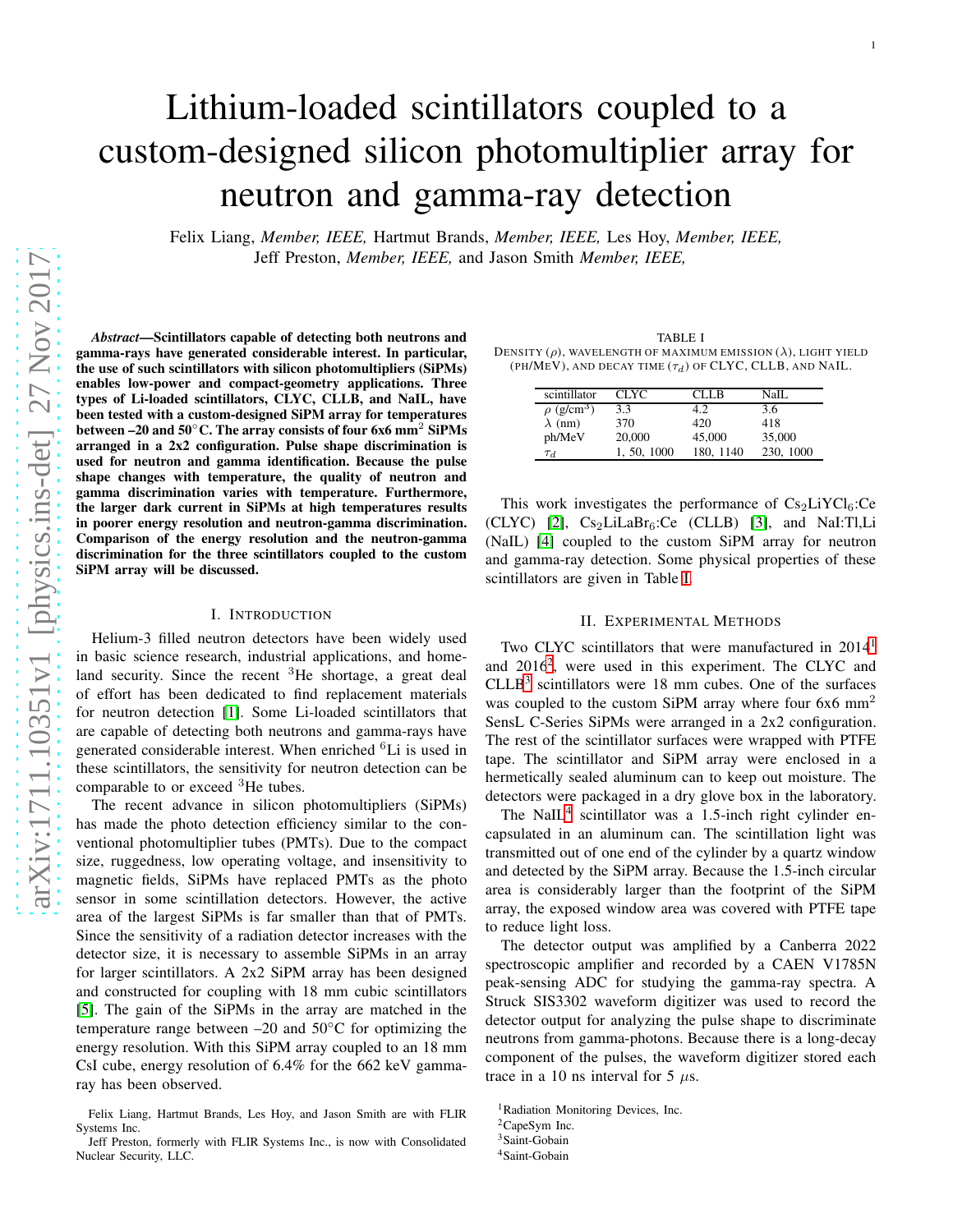# Lithium-loaded scintillators coupled to a custom-designed silicon photomultiplier array for neutron and gamma-ray detection

Felix Liang, *Member, IEEE,* Hartmut Brands, *Member, IEEE,* Les Hoy, *Member, IEEE,* Jeff Preston, *Member, IEEE,* and Jason Smith *Member, IEEE,*

***Abstract*—Scintillators capable of detecting both neutrons and gamma-rays have generated considerable interest. In particular, the use of such scintillators with silicon photomultipliers (SiPMs) enables low-power and compact-geometry applications. Three types of Li-loaded scintillators, CLYC, CLLB, and NaIL, have been tested with a custom-designed SiPM array for temperatures between –20 and 50°C. The array consists of four 6x6 mm$^2$ SiPMs arranged in a 2x2 configuration. Pulse shape discrimination is used for neutron and gamma identification. Because the pulse shape changes with temperature, the quality of neutron and gamma discrimination varies with temperature. Furthermore, the larger dark current in SiPMs at high temperatures results in poorer energy resolution and neutron-gamma discrimination. Comparison of the energy resolution and the neutron-gamma discrimination for the three scintillators coupled to the custom SiPM array will be discussed.**

## I. Introduction

Helium-3 filled neutron detectors have been widely used in basic science research, industrial applications, and homeland security. Since the recent $^3$He shortage, a great deal of effort has been dedicated to find replacement materials for neutron detection [1]. Some Li-loaded scintillators that are capable of detecting both neutrons and gamma-rays have generated considerable interest. When enriched $^6$Li is used in these scintillators, the sensitivity for neutron detection can be comparable to or exceed $^3$He tubes.

The recent advance in silicon photomultipliers (SiPMs) has made the photo detection efficiency similar to the conventional photomultiplier tubes (PMTs). Due to the compact size, ruggedness, low operating voltage, and insensitivity to magnetic fields, SiPMs have replaced PMTs as the photo sensor in some scintillation detectors. However, the active area of the largest SiPMs is far smaller than that of PMTs. Since the sensitivity of a radiation detector increases with the detector size, it is necessary to assemble SiPMs in an array for larger scintillators. A 2x2 SiPM array has been designed and constructed for coupling with 18 mm cubic scintillators [5]. The gain of the SiPMs in the array are matched in the temperature range between –20 and 50°C for optimizing the energy resolution. With this SiPM array coupled to an 18 mm CsI cube, energy resolution of 6.4% for the 662 keV gamma-ray has been observed.

Felix Liang, Hartmut Brands, Les Hoy, and Jason Smith are with FLIR Systems Inc.

Jeff Preston, formerly with FLIR Systems Inc., is now with Consolidated Nuclear Security, LLC.

TABLE I
Density ($\rho$), wavelength of maximum emission ($\lambda$), light yield (ph/MeV), and decay time ($\tau_d$) of CLYC, CLLB, and NaIL.

| scintillator | CLYC | CLLB | NaIL |
|---|---|---|---|
| $\rho$ (g/cm$^3$) | 3.3 | 4.2 | 3.6 |
| $\lambda$ (nm) | 370 | 420 | 418 |
| ph/MeV | 20,000 | 45,000 | 35,000 |
| $\tau_d$ | 1, 50, 1000 | 180, 1140 | 230, 1000 |

This work investigates the performance of $Cs_2LiYCl_6$:Ce (CLYC) [2], $Cs_2LiLaBr_6$:Ce (CLLB) [3], and NaI:Tl,Li (NaIL) [4] coupled to the custom SiPM array for neutron and gamma-ray detection. Some physical properties of these scintillators are given in Table I.

## II. Experimental Methods

Two CLYC scintillators that were manufactured in 2014[1] and 2016[2], were used in this experiment. The CLYC and CLLB[3] scintillators were 18 mm cubes. One of the surfaces was coupled to the custom SiPM array where four 6x6 mm$^2$ SensL C-Series SiPMs were arranged in a 2x2 configuration. The rest of the scintillator surfaces were wrapped with PTFE tape. The scintillator and SiPM array were enclosed in a hermetically sealed aluminum can to keep out moisture. The detectors were packaged in a dry glove box in the laboratory.

The NaIL[4] scintillator was a 1.5-inch right cylinder encapsulated in an aluminum can. The scintillation light was transmitted out of one end of the cylinder by a quartz window and detected by the SiPM array. Because the 1.5-inch circular area is considerably larger than the footprint of the SiPM array, the exposed window area was covered with PTFE tape to reduce light loss.

The detector output was amplified by a Canberra 2022 spectroscopic amplifier and recorded by a CAEN V1785N peak-sensing ADC for studying the gamma-ray spectra. A Struck SIS3302 waveform digitizer was used to record the detector output for analyzing the pulse shape to discriminate neutrons from gamma-photons. Because there is a long-decay component of the pulses, the waveform digitizer stored each trace in a 10 ns interval for 5 $\mu$s.

[1] Radiation Monitoring Devices, Inc.
[2] CapeSym Inc.
[3] Saint-Gobain
[4] Saint-Gobain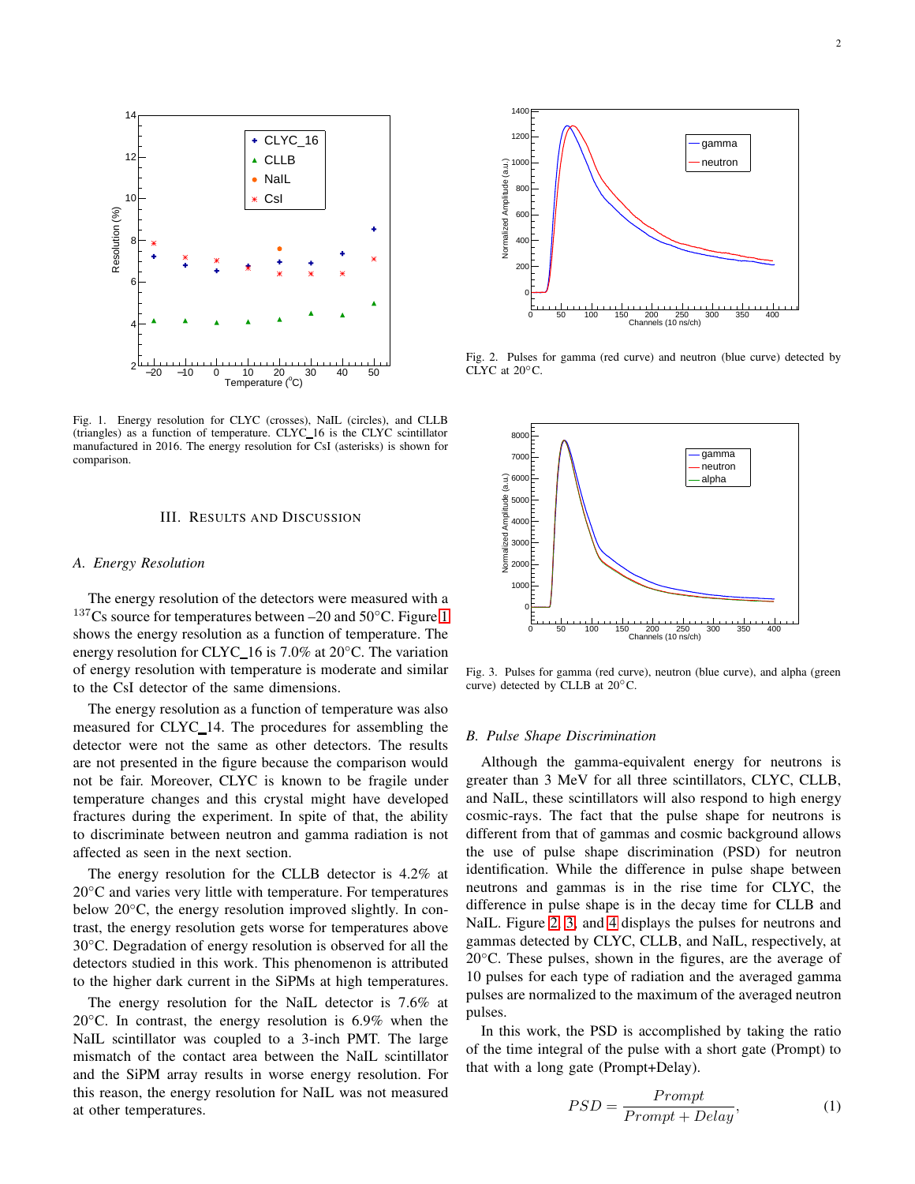Fig. 1. Energy resolution for CLYC (crosses), NaIL (circles), and CLLB (triangles) as a function of temperature. CLYC_16 is the CLYC scintillator manufactured in 2016. The energy resolution for CsI (asterisks) is shown for comparison.

## III. Results and Discussion

### A. Energy Resolution

The energy resolution of the detectors were measured with a $^{137}$Cs source for temperatures between –20 and 50°C. Figure 1 shows the energy resolution as a function of temperature. The energy resolution for CLYC_16 is 7.0% at 20°C. The variation of energy resolution with temperature is moderate and similar to the CsI detector of the same dimensions.

The energy resolution as a function of temperature was also measured for CLYC_14. The procedures for assembling the detector were not the same as other detectors. The results are not presented in the figure because the comparison would not be fair. Moreover, CLYC is known to be fragile under temperature changes and this crystal might have developed fractures during the experiment. In spite of that, the ability to discriminate between neutron and gamma radiation is not affected as seen in the next section.

The energy resolution for the CLLB detector is 4.2% at 20°C and varies very little with temperature. For temperatures below 20°C, the energy resolution improved slightly. In contrast, the energy resolution gets worse for temperatures above 30°C. Degradation of energy resolution is observed for all the detectors studied in this work. This phenomenon is attributed to the higher dark current in the SiPMs at high temperatures.

The energy resolution for the NaIL detector is 7.6% at 20°C. In contrast, the energy resolution is 6.9% when the NaIL scintillator was coupled to a 3-inch PMT. The large mismatch of the contact area between the NaIL scintillator and the SiPM array results in worse energy resolution. For this reason, the energy resolution for NaIL was not measured at other temperatures.

Fig. 2. Pulses for gamma (red curve) and neutron (blue curve) detected by CLYC at 20°C.

Fig. 3. Pulses for gamma (red curve), neutron (blue curve), and alpha (green curve) detected by CLLB at 20°C.

### B. Pulse Shape Discrimination

Although the gamma-equivalent energy for neutrons is greater than 3 MeV for all three scintillators, CLYC, CLLB, and NaIL, these scintillators will also respond to high energy cosmic-rays. The fact that the pulse shape for neutrons is different from that of gammas and cosmic background allows the use of pulse shape discrimination (PSD) for neutron identification. While the difference in pulse shape between neutrons and gammas is in the rise time for CLYC, the difference in pulse shape is in the decay time for CLLB and NaIL. Figure 2, 3, and 4 displays the pulses for neutrons and gammas detected by CLYC, CLLB, and NaIL, respectively, at 20°C. These pulses, shown in the figures, are the average of 10 pulses for each type of radiation and the averaged gamma pulses are normalized to the maximum of the averaged neutron pulses.

In this work, the PSD is accomplished by taking the ratio of the time integral of the pulse with a short gate (Prompt) to that with a long gate (Prompt+Delay).

$$PSD = \frac{Prompt}{Prompt + Delay}, \tag{1}$$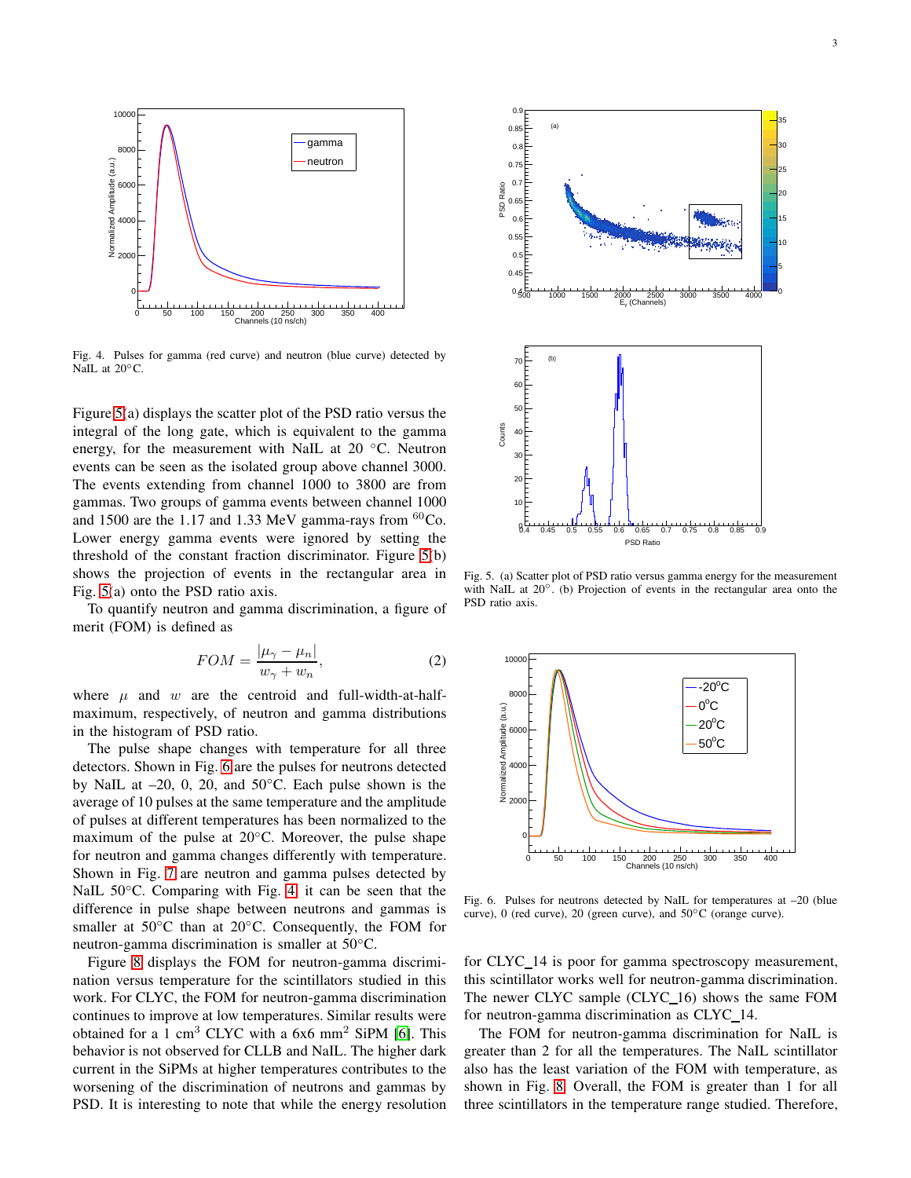Fig. 4. Pulses for gamma (red curve) and neutron (blue curve) detected by NaIL at 20°C.

Figure 5(a) displays the scatter plot of the PSD ratio versus the integral of the long gate, which is equivalent to the gamma energy, for the measurement with NaIL at 20 °C. Neutron events can be seen as the isolated group above channel 3000. The events extending from channel 1000 to 3800 are from gammas. Two groups of gamma events between channel 1000 and 1500 are the 1.17 and 1.33 MeV gamma-rays from $^{60}$Co. Lower energy gamma events were ignored by setting the threshold of the constant fraction discriminator. Figure 5(b) shows the projection of events in the rectangular area in Fig. 5(a) onto the PSD ratio axis.

To quantify neutron and gamma discrimination, a figure of merit (FOM) is defined as

$$FOM = \frac{|\mu_\gamma - \mu_n|}{w_\gamma + w_n}, \tag{2}$$

where $\mu$ and $w$ are the centroid and full-width-at-half-maximum, respectively, of neutron and gamma distributions in the histogram of PSD ratio.

The pulse shape changes with temperature for all three detectors. Shown in Fig. 6 are the pulses for neutrons detected by NaIL at –20, 0, 20, and 50°C. Each pulse shown is the average of 10 pulses at the same temperature and the amplitude of pulses at different temperatures has been normalized to the maximum of the pulse at 20°C. Moreover, the pulse shape for neutron and gamma changes differently with temperature. Shown in Fig. 7 are neutron and gamma pulses detected by NaIL 50°C. Comparing with Fig. 4, it can be seen that the difference in pulse shape between neutrons and gammas is smaller at 50°C than at 20°C. Consequently, the FOM for neutron-gamma discrimination is smaller at 50°C.

Figure 8 displays the FOM for neutron-gamma discrimination versus temperature for the scintillators studied in this work. For CLYC, the FOM for neutron-gamma discrimination continues to improve at low temperatures. Similar results were obtained for a 1 cm$^3$ CLYC with a 6x6 mm$^2$ SiPM [6]. This behavior is not observed for CLLB and NaIL. The higher dark current in the SiPMs at higher temperatures contributes to the worsening of the discrimination of neutrons and gammas by PSD. It is interesting to note that while the energy resolution

Fig. 5. (a) Scatter plot of PSD ratio versus gamma energy for the measurement with NaIL at 20°. (b) Projection of events in the rectangular area onto the PSD ratio axis.

Fig. 6. Pulses for neutrons detected by NaIL for temperatures at –20 (blue curve), 0 (red curve), 20 (green curve), and 50°C (orange curve).

for CLYC_14 is poor for gamma spectroscopy measurement, this scintillator works well for neutron-gamma discrimination. The newer CLYC sample (CLYC_16) shows the same FOM for neutron-gamma discrimination as CLYC_14.

The FOM for neutron-gamma discrimination for NaIL is greater than 2 for all the temperatures. The NaIL scintillator also has the least variation of the FOM with temperature, as shown in Fig. 8. Overall, the FOM is greater than 1 for all three scintillators in the temperature range studied. Therefore,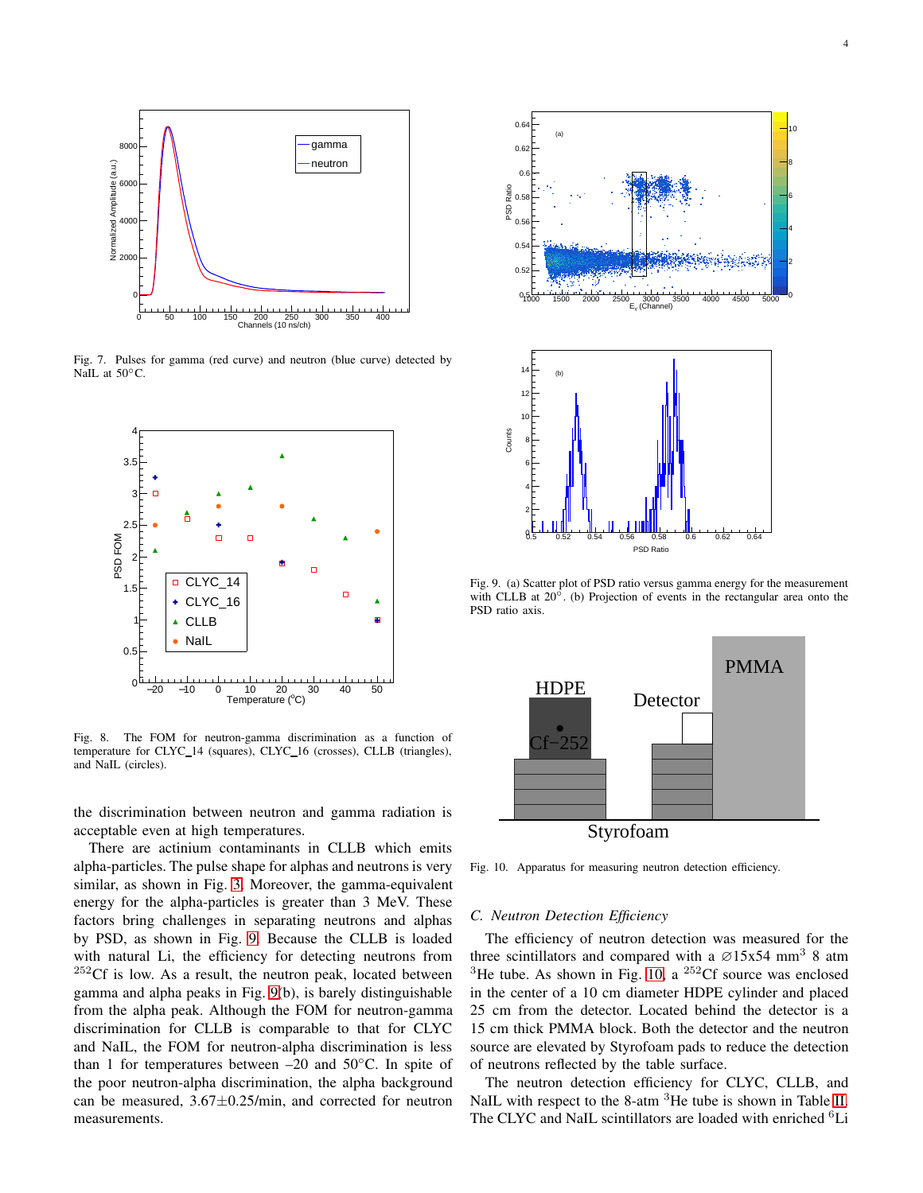Fig. 7. Pulses for gamma (red curve) and neutron (blue curve) detected by NaIL at 50°C.

Fig. 8. The FOM for neutron-gamma discrimination as a function of temperature for CLYC_14 (squares), CLYC_16 (crosses), CLLB (triangles), and NaIL (circles).

the discrimination between neutron and gamma radiation is acceptable even at high temperatures.

There are actinium contaminants in CLLB which emits alpha-particles. The pulse shape for alphas and neutrons is very similar, as shown in Fig. 3. Moreover, the gamma-equivalent energy for the alpha-particles is greater than 3 MeV. These factors bring challenges in separating neutrons and alphas by PSD, as shown in Fig. 9. Because the CLLB is loaded with natural Li, the efficiency for detecting neutrons from $^{252}$Cf is low. As a result, the neutron peak, located between gamma and alpha peaks in Fig. 9(b), is barely distinguishable from the alpha peak. Although the FOM for neutron-gamma discrimination for CLLB is comparable to that for CLYC and NaIL, the FOM for neutron-alpha discrimination is less than 1 for temperatures between –20 and 50°C. In spite of the poor neutron-alpha discrimination, the alpha background can be measured, 3.67±0.25/min, and corrected for neutron measurements.

Fig. 9. (a) Scatter plot of PSD ratio versus gamma energy for the measurement with CLLB at 20°. (b) Projection of events in the rectangular area onto the PSD ratio axis.

Fig. 10. Apparatus for measuring neutron detection efficiency.

### C. Neutron Detection Efficiency

The efficiency of neutron detection was measured for the three scintillators and compared with a ∅15x54 mm$^3$ 8 atm $^3$He tube. As shown in Fig. 10, a $^{252}$Cf source was enclosed in the center of a 10 cm diameter HDPE cylinder and placed 25 cm from the detector. Located behind the detector is a 15 cm thick PMMA block. Both the detector and the neutron source are elevated by Styrofoam pads to reduce the detection of neutrons reflected by the table surface.

The neutron detection efficiency for CLYC, CLLB, and NaIL with respect to the 8-atm $^3$He tube is shown in Table II. The CLYC and NaIL scintillators are loaded with enriched $^6$Li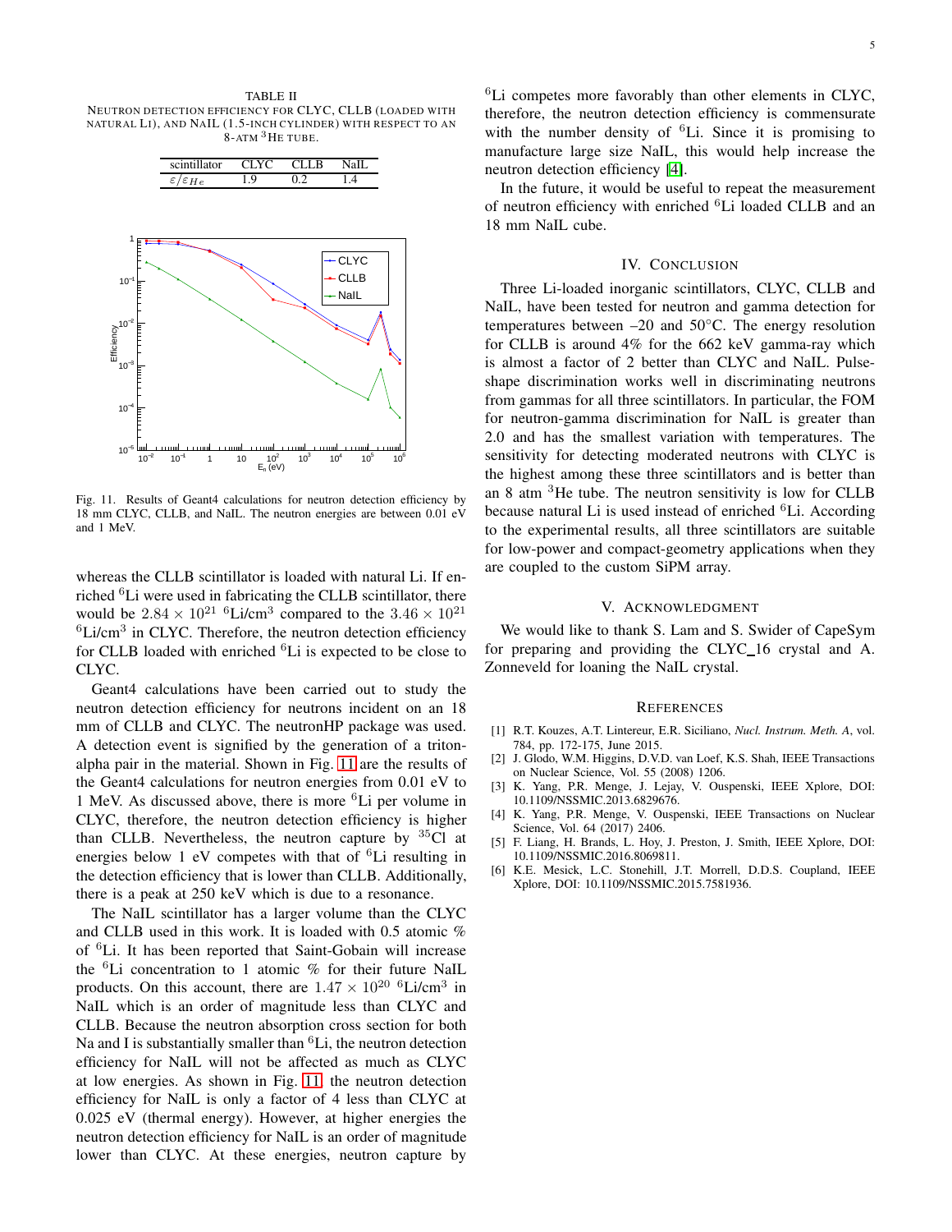TABLE II
NEUTRON DETECTION EFFICIENCY FOR CLYC, CLLB (LOADED WITH NATURAL LI), AND NAIL (1.5-INCH CYLINDER) WITH RESPECT TO AN 8-ATM $^3$HE TUBE.

| scintillator | CLYC | CLLB | NaIL |
|---|---|---|---|
| $\varepsilon/\varepsilon_{He}$ | 1.9 | 0.2 | 1.4 |

CLYC
CLLB
NaIL
Efficiency
$E_n$ (eV)
1
$10^{-1}$
$10^{-2}$
$10^{-3}$
$10^{-4}$
$10^{-5}$
$10^{-2}$
$10^{-1}$
1
10
$10^{2}$
$10^{3}$
$10^{4}$
$10^{5}$
$10^{6}$

Fig. 11. Results of Geant4 calculations for neutron detection efficiency by 18 mm CLYC, CLLB, and NaIL. The neutron energies are between 0.01 eV and 1 MeV.

whereas the CLLB scintillator is loaded with natural Li. If enriched $^6$Li were used in fabricating the CLLB scintillator, there would be $2.84 \times 10^{21}$ $^6$Li/cm$^3$ compared to the $3.46 \times 10^{21}$ $^6$Li/cm$^3$ in CLYC. Therefore, the neutron detection efficiency for CLLB loaded with enriched $^6$Li is expected to be close to CLYC.

Geant4 calculations have been carried out to study the neutron detection efficiency for neutrons incident on an 18 mm of CLLB and CLYC. The neutronHP package was used. A detection event is signified by the generation of a triton-alpha pair in the material. Shown in Fig. 11 are the results of the Geant4 calculations for neutron energies from 0.01 eV to 1 MeV. As discussed above, there is more $^6$Li per volume in CLYC, therefore, the neutron detection efficiency is higher than CLLB. Nevertheless, the neutron capture by $^{35}$Cl at energies below 1 eV competes with that of $^6$Li resulting in the detection efficiency that is lower than CLLB. Additionally, there is a peak at 250 keV which is due to a resonance.

The NaIL scintillator has a larger volume than the CLYC and CLLB used in this work. It is loaded with 0.5 atomic % of $^6$Li. It has been reported that Saint-Gobain will increase the $^6$Li concentration to 1 atomic % for their future NaIL products. On this account, there are $1.47 \times 10^{20}$ $^6$Li/cm$^3$ in NaIL which is an order of magnitude less than CLYC and CLLB. Because the neutron absorption cross section for both Na and I is substantially smaller than $^6$Li, the neutron detection efficiency for NaIL will not be affected as much as CLYC at low energies. As shown in Fig. 11, the neutron detection efficiency for NaIL is only a factor of 4 less than CLYC at 0.025 eV (thermal energy). However, at higher energies the neutron detection efficiency for NaIL is an order of magnitude lower than CLYC. At these energies, neutron capture by $^6$Li competes more favorably than other elements in CLYC, therefore, the neutron detection efficiency is commensurate with the number density of $^6$Li. Since it is promising to manufacture large size NaIL, this would help increase the neutron detection efficiency [4].

In the future, it would be useful to repeat the measurement of neutron efficiency with enriched $^6$Li loaded CLLB and an 18 mm NaIL cube.

## IV. CONCLUSION

Three Li-loaded inorganic scintillators, CLYC, CLLB and NaIL, have been tested for neutron and gamma detection for temperatures between –20 and 50°C. The energy resolution for CLLB is around 4% for the 662 keV gamma-ray which is almost a factor of 2 better than CLYC and NaIL. Pulse-shape discrimination works well in discriminating neutrons from gammas for all three scintillators. In particular, the FOM for neutron-gamma discrimination for NaIL is greater than 2.0 and has the smallest variation with temperatures. The sensitivity for detecting moderated neutrons with CLYC is the highest among these three scintillators and is better than an 8 atm $^3$He tube. The neutron sensitivity is low for CLLB because natural Li is used instead of enriched $^6$Li. According to the experimental results, all three scintillators are suitable for low-power and compact-geometry applications when they are coupled to the custom SiPM array.

## V. ACKNOWLEDGMENT

We would like to thank S. Lam and S. Swider of CapeSym for preparing and providing the CLYC_16 crystal and A. Zonneveld for loaning the NaIL crystal.

## REFERENCES

[1] R.T. Kouzes, A.T. Lintereur, E.R. Siciliano, *Nucl. Instrum. Meth. A*, vol. 784, pp. 172-175, June 2015.

[2] J. Glodo, W.M. Higgins, D.V.D. van Loef, K.S. Shah, IEEE Transactions on Nuclear Science, Vol. 55 (2008) 1206.

[3] K. Yang, P.R. Menge, J. Lejay, V. Ouspenski, IEEE Xplore, DOI: 10.1109/NSSMIC.2013.6829676.

[4] K. Yang, P.R. Menge, V. Ouspenski, IEEE Transactions on Nuclear Science, Vol. 64 (2017) 2406.

[5] F. Liang, H. Brands, L. Hoy, J. Preston, J. Smith, IEEE Xplore, DOI: 10.1109/NSSMIC.2016.8069811.

[6] K.E. Mesick, L.C. Stonehill, J.T. Morrell, D.D.S. Coupland, IEEE Xplore, DOI: 10.1109/NSSMIC.2015.7581936.